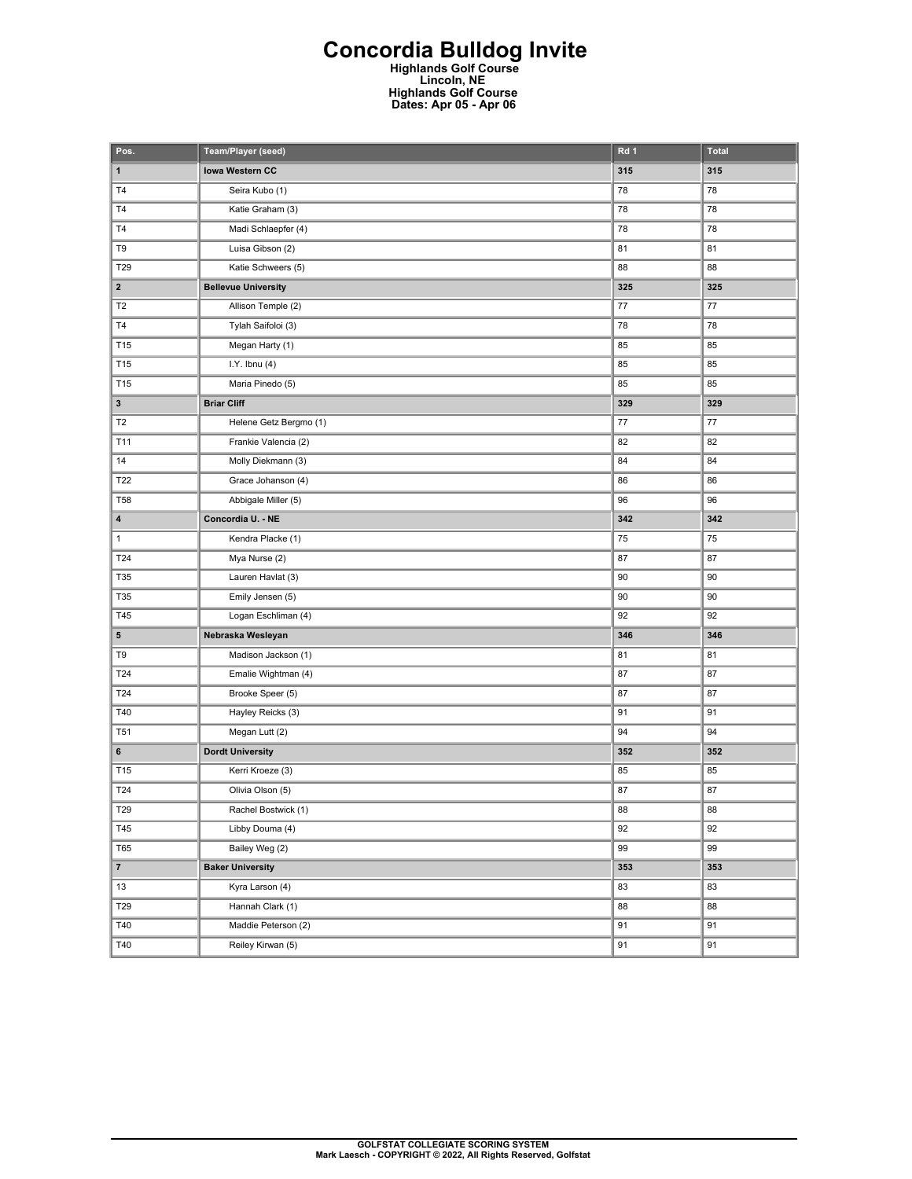# Concordia Bulldog Invite

**Highlands Golf Course**
**Lincoln, NE**
**Highlands Golf Course**
**Dates: Apr 05 - Apr 06**

| Pos. | Team/Player (seed) | Rd 1 | Total |
|---|---|---|---|
| **1** | **Iowa Western CC** | **315** | **315** |
| T4 | Seira Kubo (1) | 78 | 78 |
| T4 | Katie Graham (3) | 78 | 78 |
| T4 | Madi Schlaepfer (4) | 78 | 78 |
| T9 | Luisa Gibson (2) | 81 | 81 |
| T29 | Katie Schweers (5) | 88 | 88 |
| **2** | **Bellevue University** | **325** | **325** |
| T2 | Allison Temple (2) | 77 | 77 |
| T4 | Tylah Saifoloi (3) | 78 | 78 |
| T15 | Megan Harty (1) | 85 | 85 |
| T15 | I.Y. Ibnu (4) | 85 | 85 |
| T15 | Maria Pinedo (5) | 85 | 85 |
| **3** | **Briar Cliff** | **329** | **329** |
| T2 | Helene Getz Bergmo (1) | 77 | 77 |
| T11 | Frankie Valencia (2) | 82 | 82 |
| 14 | Molly Diekmann (3) | 84 | 84 |
| T22 | Grace Johanson (4) | 86 | 86 |
| T58 | Abbigale Miller (5) | 96 | 96 |
| **4** | **Concordia U. - NE** | **342** | **342** |
| 1 | Kendra Placke (1) | 75 | 75 |
| T24 | Mya Nurse (2) | 87 | 87 |
| T35 | Lauren Havlat (3) | 90 | 90 |
| T35 | Emily Jensen (5) | 90 | 90 |
| T45 | Logan Eschliman (4) | 92 | 92 |
| **5** | **Nebraska Wesleyan** | **346** | **346** |
| T9 | Madison Jackson (1) | 81 | 81 |
| T24 | Emalie Wightman (4) | 87 | 87 |
| T24 | Brooke Speer (5) | 87 | 87 |
| T40 | Hayley Reicks (3) | 91 | 91 |
| T51 | Megan Lutt (2) | 94 | 94 |
| **6** | **Dordt University** | **352** | **352** |
| T15 | Kerri Kroeze (3) | 85 | 85 |
| T24 | Olivia Olson (5) | 87 | 87 |
| T29 | Rachel Bostwick (1) | 88 | 88 |
| T45 | Libby Douma (4) | 92 | 92 |
| T65 | Bailey Weg (2) | 99 | 99 |
| **7** | **Baker University** | **353** | **353** |
| 13 | Kyra Larson (4) | 83 | 83 |
| T29 | Hannah Clark (1) | 88 | 88 |
| T40 | Maddie Peterson (2) | 91 | 91 |
| T40 | Reiley Kirwan (5) | 91 | 91 |

**GOLFSTAT COLLEGIATE SCORING SYSTEM**
**Mark Laesch - COPYRIGHT © 2022, All Rights Reserved, Golfstat**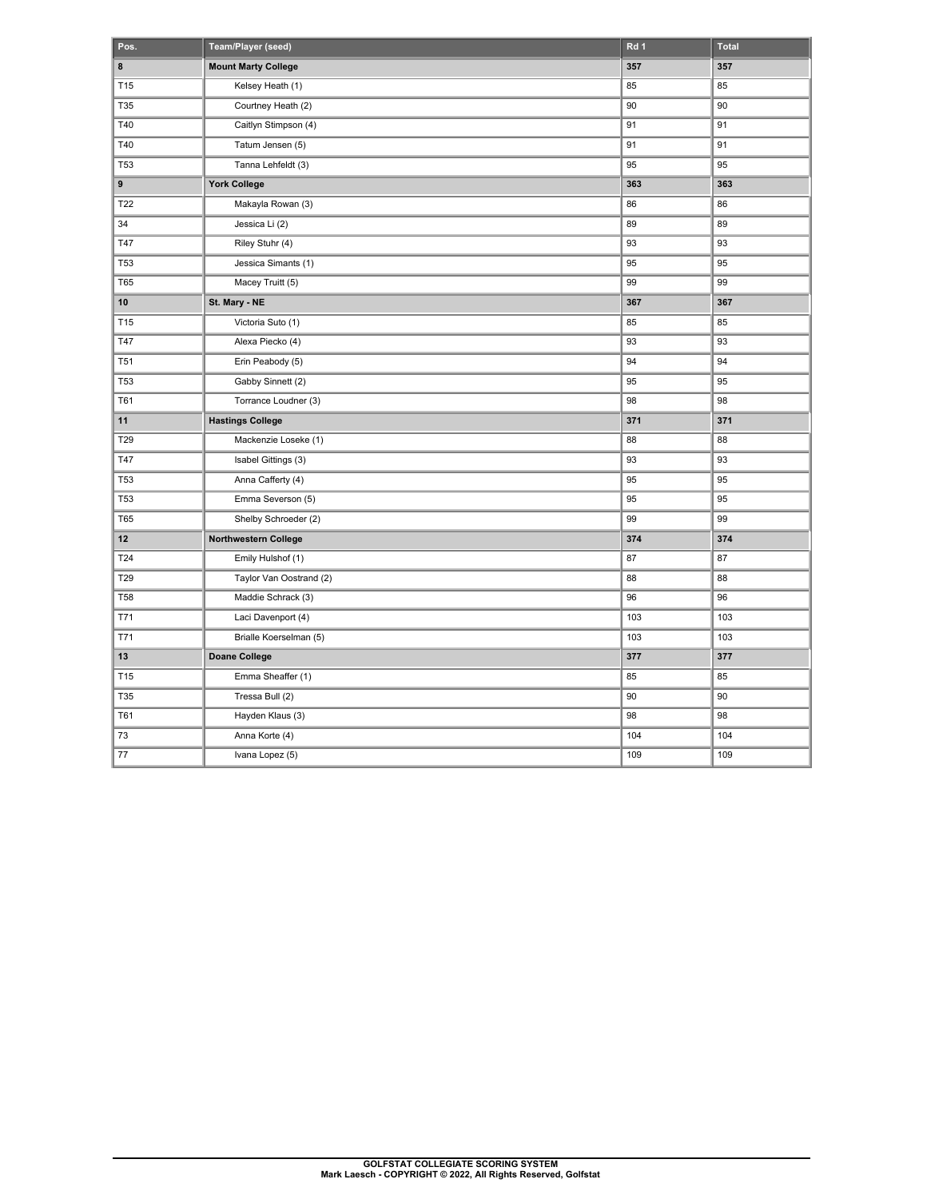| Pos. | Team/Player (seed) | Rd 1 | Total |
|---|---|---|---|
| **8** | **Mount Marty College** | **357** | **357** |
| T15 | Kelsey Heath (1) | 85 | 85 |
| T35 | Courtney Heath (2) | 90 | 90 |
| T40 | Caitlyn Stimpson (4) | 91 | 91 |
| T40 | Tatum Jensen (5) | 91 | 91 |
| T53 | Tanna Lehfeldt (3) | 95 | 95 |
| **9** | **York College** | **363** | **363** |
| T22 | Makayla Rowan (3) | 86 | 86 |
| 34 | Jessica Li (2) | 89 | 89 |
| T47 | Riley Stuhr (4) | 93 | 93 |
| T53 | Jessica Simants (1) | 95 | 95 |
| T65 | Macey Truitt (5) | 99 | 99 |
| **10** | **St. Mary - NE** | **367** | **367** |
| T15 | Victoria Suto (1) | 85 | 85 |
| T47 | Alexa Piecko (4) | 93 | 93 |
| T51 | Erin Peabody (5) | 94 | 94 |
| T53 | Gabby Sinnett (2) | 95 | 95 |
| T61 | Torrance Loudner (3) | 98 | 98 |
| **11** | **Hastings College** | **371** | **371** |
| T29 | Mackenzie Loseke (1) | 88 | 88 |
| T47 | Isabel Gittings (3) | 93 | 93 |
| T53 | Anna Cafferty (4) | 95 | 95 |
| T53 | Emma Severson (5) | 95 | 95 |
| T65 | Shelby Schroeder (2) | 99 | 99 |
| **12** | **Northwestern College** | **374** | **374** |
| T24 | Emily Hulshof (1) | 87 | 87 |
| T29 | Taylor Van Oostrand (2) | 88 | 88 |
| T58 | Maddie Schrack (3) | 96 | 96 |
| T71 | Laci Davenport (4) | 103 | 103 |
| T71 | Brialle Koerselman (5) | 103 | 103 |
| **13** | **Doane College** | **377** | **377** |
| T15 | Emma Sheaffer (1) | 85 | 85 |
| T35 | Tressa Bull (2) | 90 | 90 |
| T61 | Hayden Klaus (3) | 98 | 98 |
| 73 | Anna Korte (4) | 104 | 104 |
| 77 | Ivana Lopez (5) | 109 | 109 |

**GOLFSTAT COLLEGIATE SCORING SYSTEM**
**Mark Laesch - COPYRIGHT © 2022, All Rights Reserved, Golfstat**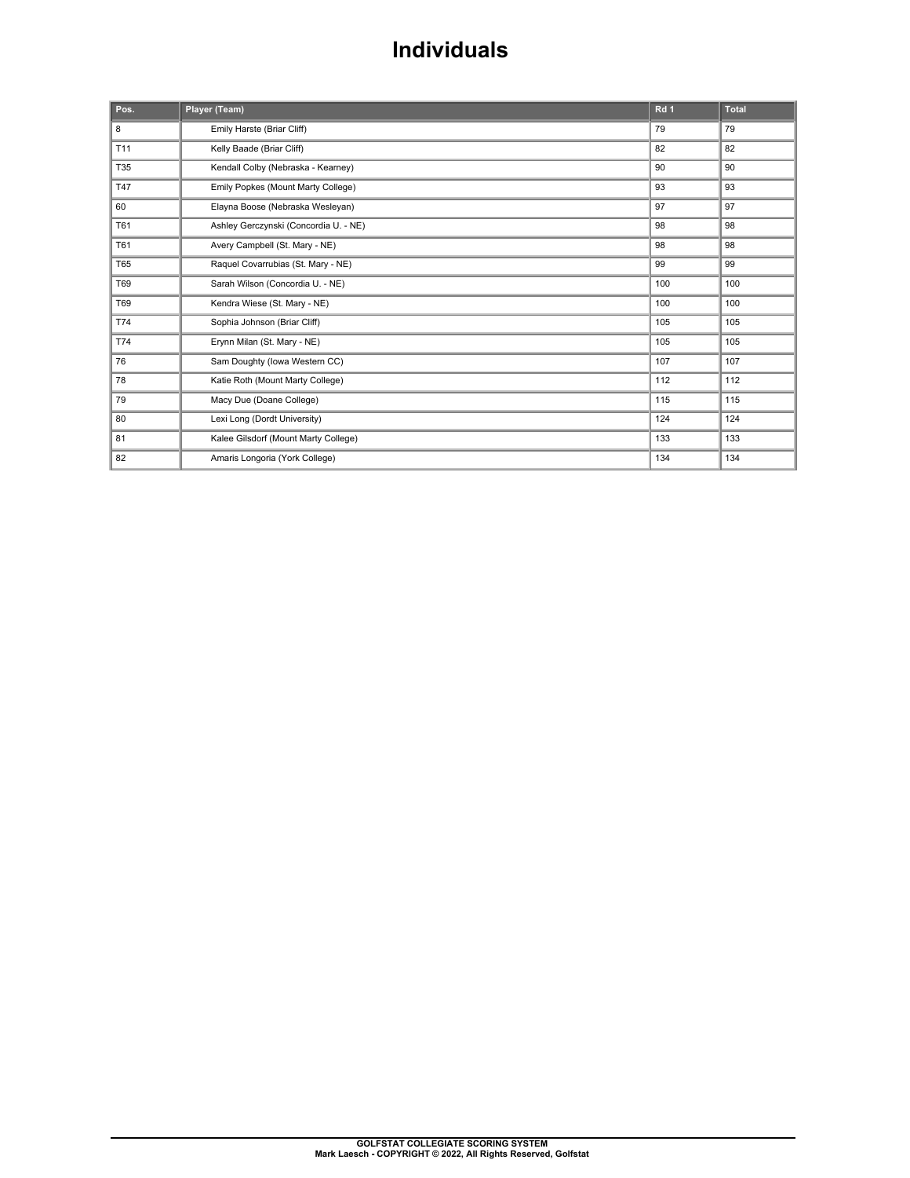# Individuals

| Pos. | Player (Team) | Rd 1 | Total |
|---|---|---|---|
| 8 | Emily Harste (Briar Cliff) | 79 | 79 |
| T11 | Kelly Baade (Briar Cliff) | 82 | 82 |
| T35 | Kendall Colby (Nebraska - Kearney) | 90 | 90 |
| T47 | Emily Popkes (Mount Marty College) | 93 | 93 |
| 60 | Elayna Boose (Nebraska Wesleyan) | 97 | 97 |
| T61 | Ashley Gerczynski (Concordia U. - NE) | 98 | 98 |
| T61 | Avery Campbell (St. Mary - NE) | 98 | 98 |
| T65 | Raquel Covarrubias (St. Mary - NE) | 99 | 99 |
| T69 | Sarah Wilson (Concordia U. - NE) | 100 | 100 |
| T69 | Kendra Wiese (St. Mary - NE) | 100 | 100 |
| T74 | Sophia Johnson (Briar Cliff) | 105 | 105 |
| T74 | Erynn Milan (St. Mary - NE) | 105 | 105 |
| 76 | Sam Doughty (Iowa Western CC) | 107 | 107 |
| 78 | Katie Roth (Mount Marty College) | 112 | 112 |
| 79 | Macy Due (Doane College) | 115 | 115 |
| 80 | Lexi Long (Dordt University) | 124 | 124 |
| 81 | Kalee Gilsdorf (Mount Marty College) | 133 | 133 |
| 82 | Amaris Longoria (York College) | 134 | 134 |

**GOLFSTAT COLLEGIATE SCORING SYSTEM**
**Mark Laesch - COPYRIGHT © 2022, All Rights Reserved, Golfstat**